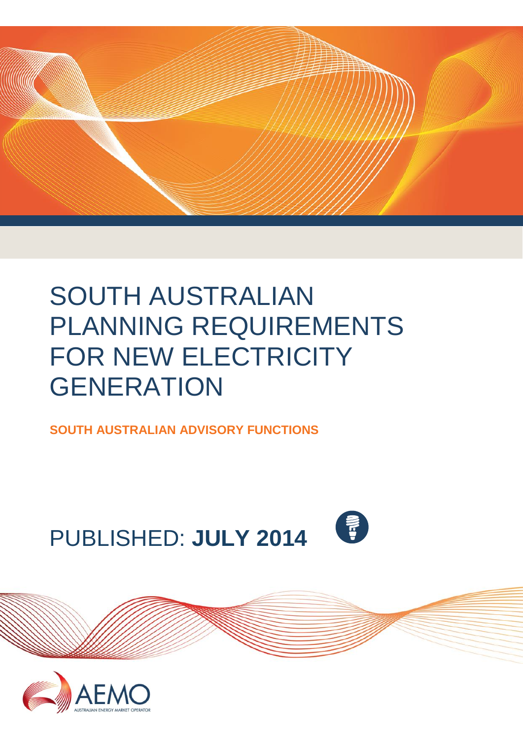# SOUTH AUSTRALIAN PLANNING REQUIREMENTS FOR NEW ELECTRICITY GENERATION

**SOUTH AUSTRALIAN ADVISORY FUNCTIONS**

PUBLISHED: **JULY 2014**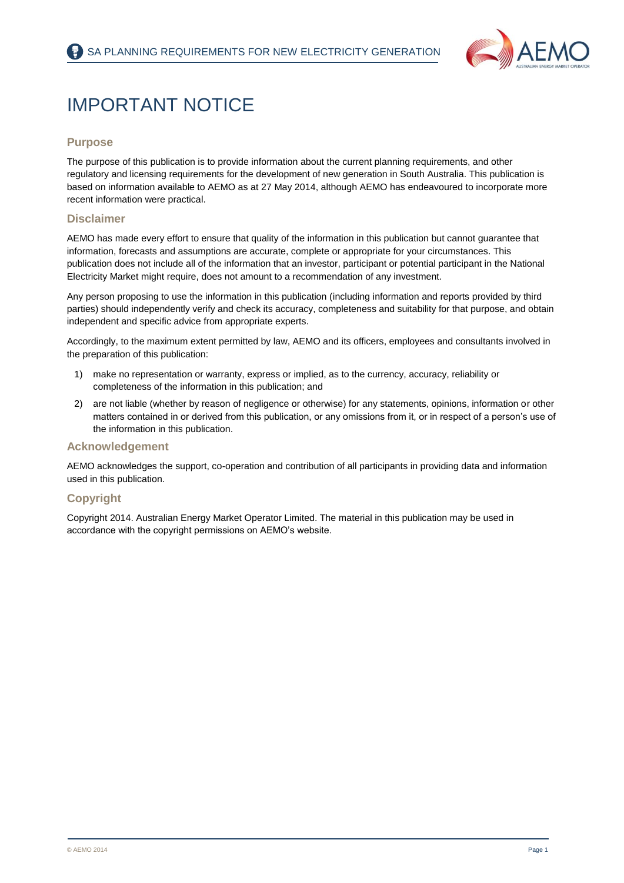# IMPORTANT NOTICE

## Purpose

The purpose of this publication is to provide information about the current planning requirements, and other regulatory and licensing requirements for the development of new generation in South Australia. This publication is based on information available to AEMO as at 27 May 2014, although AEMO has endeavoured to incorporate more recent information were practical.

## Disclaimer

AEMO has made every effort to ensure that quality of the information in this publication but cannot guarantee that information, forecasts and assumptions are accurate, complete or appropriate for your circumstances. This publication does not include all of the information that an investor, participant or potential participant in the National Electricity Market might require, does not amount to a recommendation of any investment.

Any person proposing to use the information in this publication (including information and reports provided by third parties) should independently verify and check its accuracy, completeness and suitability for that purpose, and obtain independent and specific advice from appropriate experts.

Accordingly, to the maximum extent permitted by law, AEMO and its officers, employees and consultants involved in the preparation of this publication:

1) make no representation or warranty, express or implied, as to the currency, accuracy, reliability or completeness of the information in this publication; and
2) are not liable (whether by reason of negligence or otherwise) for any statements, opinions, information or other matters contained in or derived from this publication, or any omissions from it, or in respect of a person's use of the information in this publication.

## Acknowledgement

AEMO acknowledges the support, co-operation and contribution of all participants in providing data and information used in this publication.

## Copyright

Copyright 2014. Australian Energy Market Operator Limited. The material in this publication may be used in accordance with the copyright permissions on AEMO's website.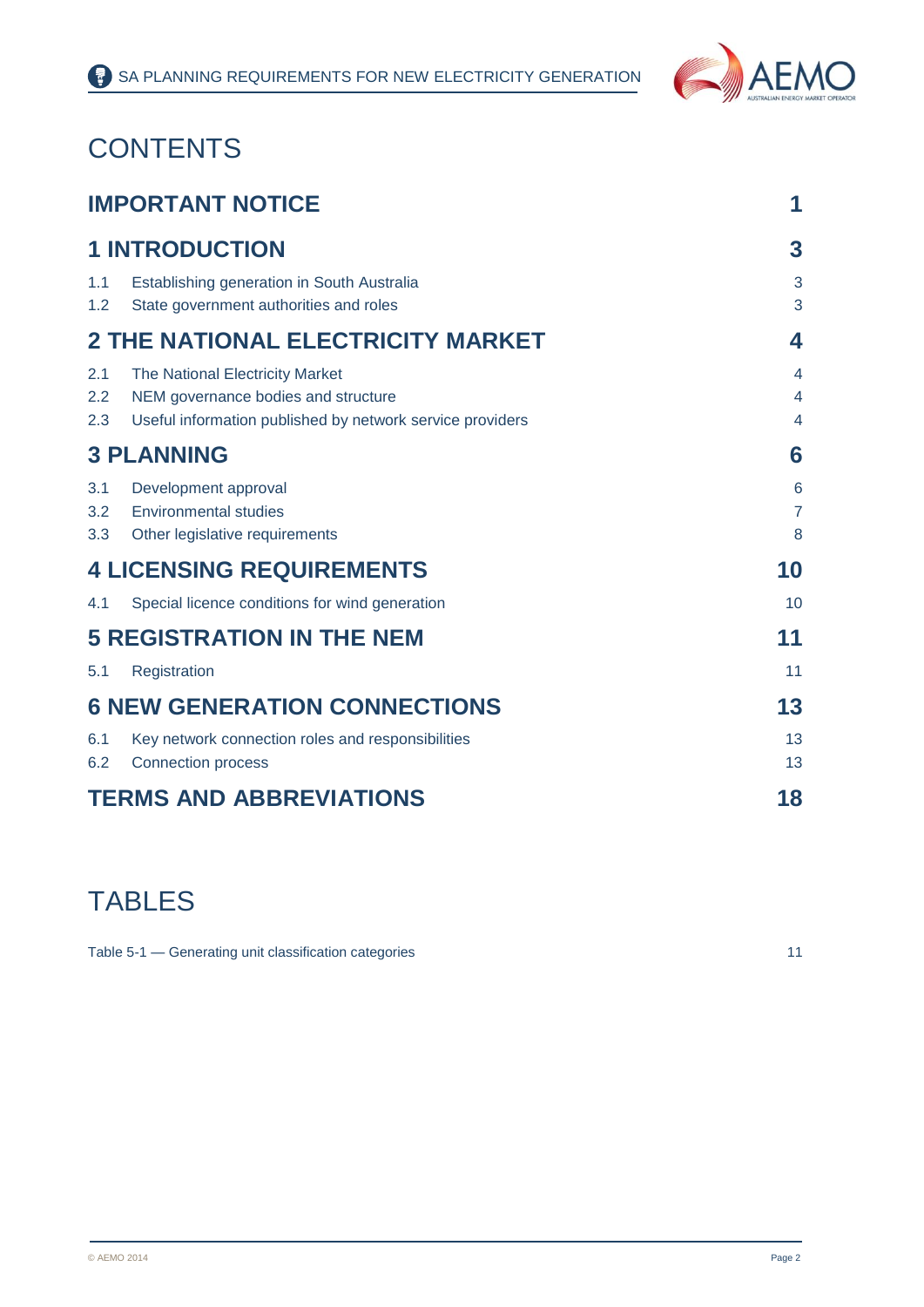# CONTENTS

| | | |
|---|---|---|
| **IMPORTANT NOTICE** | | **1** |
| **1 INTRODUCTION** | | **3** |
| 1.1 | Establishing generation in South Australia | 3 |
| 1.2 | State government authorities and roles | 3 |
| **2 THE NATIONAL ELECTRICITY MARKET** | | **4** |
| 2.1 | The National Electricity Market | 4 |
| 2.2 | NEM governance bodies and structure | 4 |
| 2.3 | Useful information published by network service providers | 4 |
| **3 PLANNING** | | **6** |
| 3.1 | Development approval | 6 |
| 3.2 | Environmental studies | 7 |
| 3.3 | Other legislative requirements | 8 |
| **4 LICENSING REQUIREMENTS** | | **10** |
| 4.1 | Special licence conditions for wind generation | 10 |
| **5 REGISTRATION IN THE NEM** | | **11** |
| 5.1 | Registration | 11 |
| **6 NEW GENERATION CONNECTIONS** | | **13** |
| 6.1 | Key network connection roles and responsibilities | 13 |
| 6.2 | Connection process | 13 |
| **TERMS AND ABBREVIATIONS** | | **18** |

# TABLES

| | |
|---|---|
| Table 5-1 — Generating unit classification categories | 11 |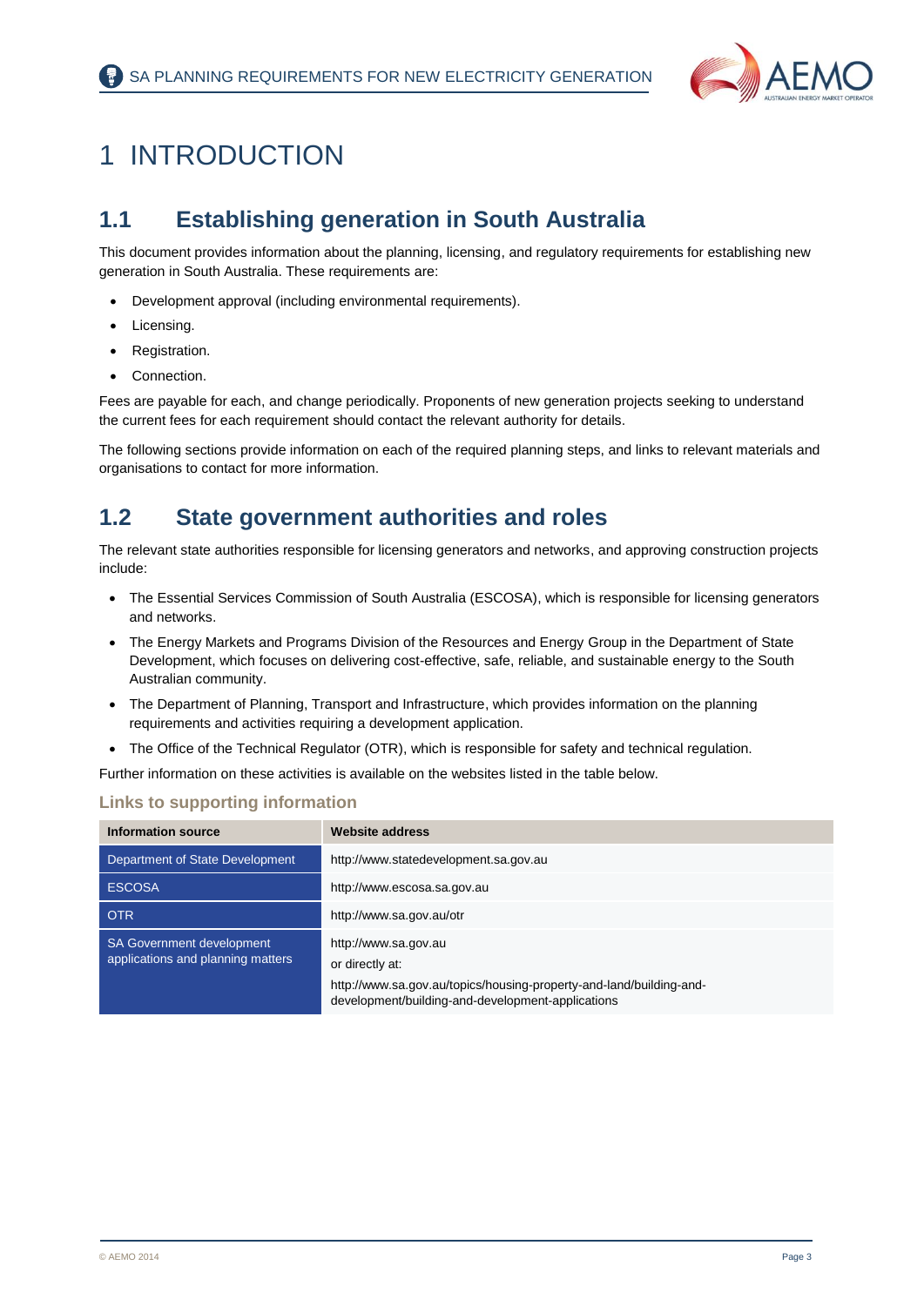# 1 INTRODUCTION

## 1.1 Establishing generation in South Australia

This document provides information about the planning, licensing, and regulatory requirements for establishing new generation in South Australia. These requirements are:

- Development approval (including environmental requirements).
- Licensing.
- Registration.
- Connection.

Fees are payable for each, and change periodically. Proponents of new generation projects seeking to understand the current fees for each requirement should contact the relevant authority for details.

The following sections provide information on each of the required planning steps, and links to relevant materials and organisations to contact for more information.

## 1.2 State government authorities and roles

The relevant state authorities responsible for licensing generators and networks, and approving construction projects include:

- The Essential Services Commission of South Australia (ESCOSA), which is responsible for licensing generators and networks.
- The Energy Markets and Programs Division of the Resources and Energy Group in the Department of State Development, which focuses on delivering cost-effective, safe, reliable, and sustainable energy to the South Australian community.
- The Department of Planning, Transport and Infrastructure, which provides information on the planning requirements and activities requiring a development application.
- The Office of the Technical Regulator (OTR), which is responsible for safety and technical regulation.

Further information on these activities is available on the websites listed in the table below.

### Links to supporting information

| Information source | Website address |
| --- | --- |
| Department of State Development | http://www.statedevelopment.sa.gov.au |
| ESCOSA | http://www.escosa.sa.gov.au |
| OTR | http://www.sa.gov.au/otr |
| SA Government development applications and planning matters | http://www.sa.gov.au<br>or directly at:<br>http://www.sa.gov.au/topics/housing-property-and-land/building-and-development/building-and-development-applications |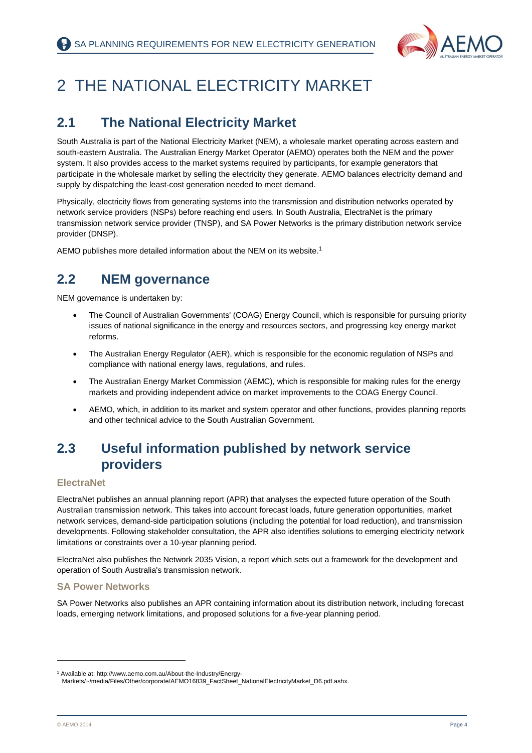# 2 THE NATIONAL ELECTRICITY MARKET

## 2.1 The National Electricity Market

South Australia is part of the National Electricity Market (NEM), a wholesale market operating across eastern and south-eastern Australia. The Australian Energy Market Operator (AEMO) operates both the NEM and the power system. It also provides access to the market systems required by participants, for example generators that participate in the wholesale market by selling the electricity they generate. AEMO balances electricity demand and supply by dispatching the least-cost generation needed to meet demand.

Physically, electricity flows from generating systems into the transmission and distribution networks operated by network service providers (NSPs) before reaching end users. In South Australia, ElectraNet is the primary transmission network service provider (TNSP), and SA Power Networks is the primary distribution network service provider (DNSP).

AEMO publishes more detailed information about the NEM on its website.[1]

## 2.2 NEM governance

NEM governance is undertaken by:

- The Council of Australian Governments' (COAG) Energy Council, which is responsible for pursuing priority issues of national significance in the energy and resources sectors, and progressing key energy market reforms.
- The Australian Energy Regulator (AER), which is responsible for the economic regulation of NSPs and compliance with national energy laws, regulations, and rules.
- The Australian Energy Market Commission (AEMC), which is responsible for making rules for the energy markets and providing independent advice on market improvements to the COAG Energy Council.
- AEMO, which, in addition to its market and system operator and other functions, provides planning reports and other technical advice to the South Australian Government.

## 2.3 Useful information published by network service providers

### ElectraNet

ElectraNet publishes an annual planning report (APR) that analyses the expected future operation of the South Australian transmission network. This takes into account forecast loads, future generation opportunities, market network services, demand-side participation solutions (including the potential for load reduction), and transmission developments. Following stakeholder consultation, the APR also identifies solutions to emerging electricity network limitations or constraints over a 10-year planning period.

ElectraNet also publishes the Network 2035 Vision, a report which sets out a framework for the development and operation of South Australia's transmission network.

### SA Power Networks

SA Power Networks also publishes an APR containing information about its distribution network, including forecast loads, emerging network limitations, and proposed solutions for a five-year planning period.

---

[1] Available at: http://www.aemo.com.au/About-the-Industry/Energy-Markets/~/media/Files/Other/corporate/AEMO16839_FactSheet_NationalElectricityMarket_D6.pdf.ashx.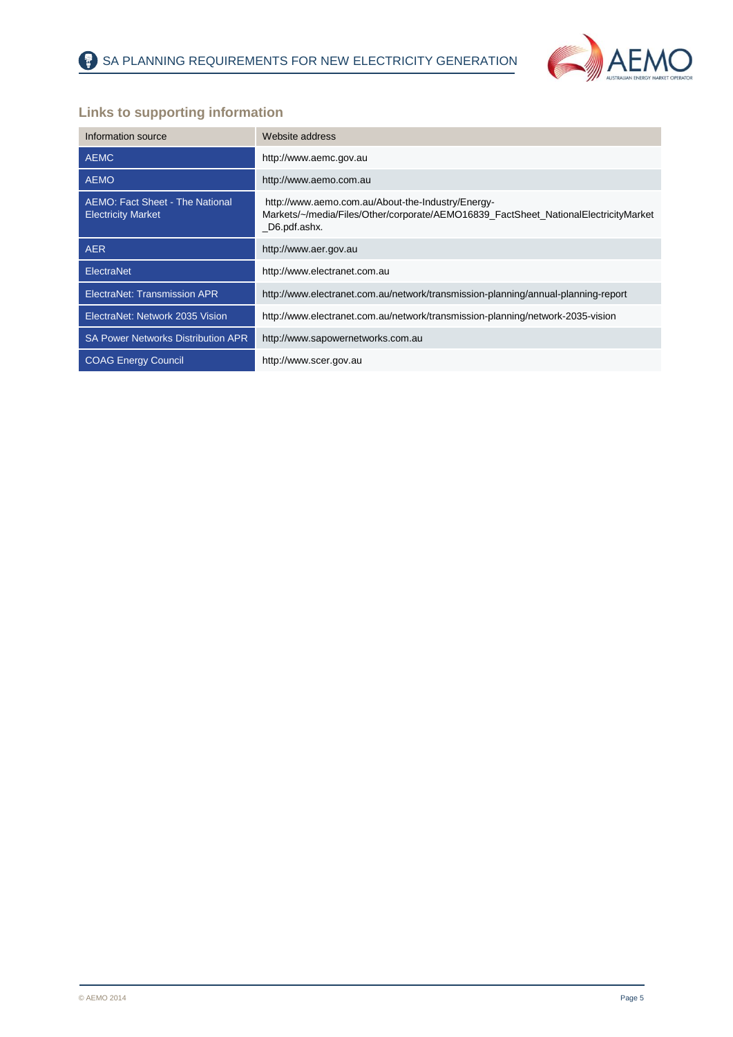## Links to supporting information

| Information source | Website address |
|---|---|
| AEMC | http://www.aemc.gov.au |
| AEMO | http://www.aemo.com.au |
| AEMO: Fact Sheet - The National Electricity Market | http://www.aemo.com.au/About-the-Industry/Energy-Markets/~/media/Files/Other/corporate/AEMO16839_FactSheet_NationalElectricityMarket_D6.pdf.ashx. |
| AER | http://www.aer.gov.au |
| ElectraNet | http://www.electranet.com.au |
| ElectraNet: Transmission APR | http://www.electranet.com.au/network/transmission-planning/annual-planning-report |
| ElectraNet: Network 2035 Vision | http://www.electranet.com.au/network/transmission-planning/network-2035-vision |
| SA Power Networks Distribution APR | http://www.sapowernetworks.com.au |
| COAG Energy Council | http://www.scer.gov.au |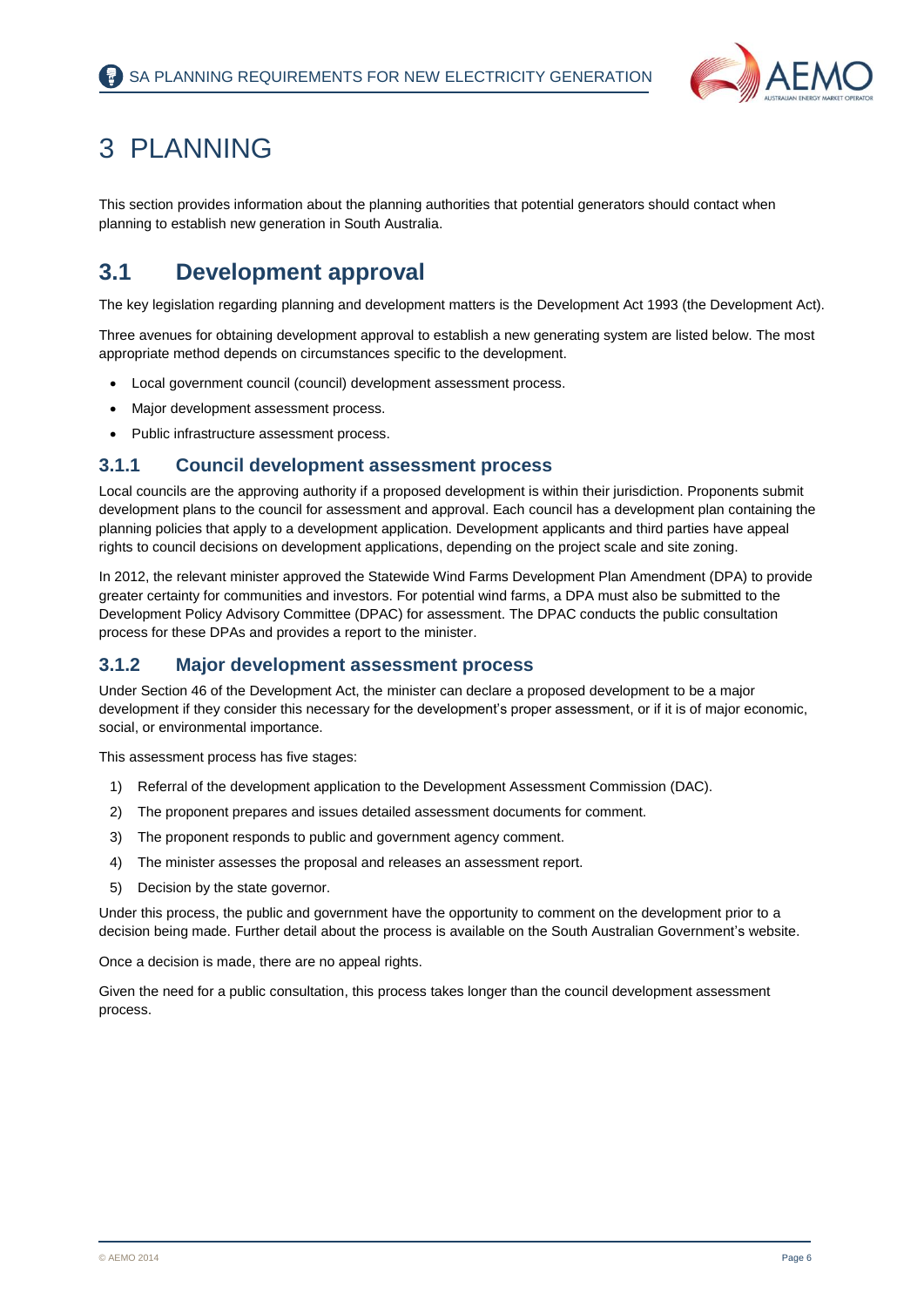# 3 PLANNING

This section provides information about the planning authorities that potential generators should contact when planning to establish new generation in South Australia.

## 3.1 Development approval

The key legislation regarding planning and development matters is the Development Act 1993 (the Development Act).

Three avenues for obtaining development approval to establish a new generating system are listed below. The most appropriate method depends on circumstances specific to the development.

- Local government council (council) development assessment process.
- Major development assessment process.
- Public infrastructure assessment process.

### 3.1.1 Council development assessment process

Local councils are the approving authority if a proposed development is within their jurisdiction. Proponents submit development plans to the council for assessment and approval. Each council has a development plan containing the planning policies that apply to a development application. Development applicants and third parties have appeal rights to council decisions on development applications, depending on the project scale and site zoning.

In 2012, the relevant minister approved the Statewide Wind Farms Development Plan Amendment (DPA) to provide greater certainty for communities and investors. For potential wind farms, a DPA must also be submitted to the Development Policy Advisory Committee (DPAC) for assessment. The DPAC conducts the public consultation process for these DPAs and provides a report to the minister.

### 3.1.2 Major development assessment process

Under Section 46 of the Development Act, the minister can declare a proposed development to be a major development if they consider this necessary for the development's proper assessment, or if it is of major economic, social, or environmental importance.

This assessment process has five stages:

1) Referral of the development application to the Development Assessment Commission (DAC).
2) The proponent prepares and issues detailed assessment documents for comment.
3) The proponent responds to public and government agency comment.
4) The minister assesses the proposal and releases an assessment report.
5) Decision by the state governor.

Under this process, the public and government have the opportunity to comment on the development prior to a decision being made. Further detail about the process is available on the South Australian Government's website.

Once a decision is made, there are no appeal rights.

Given the need for a public consultation, this process takes longer than the council development assessment process.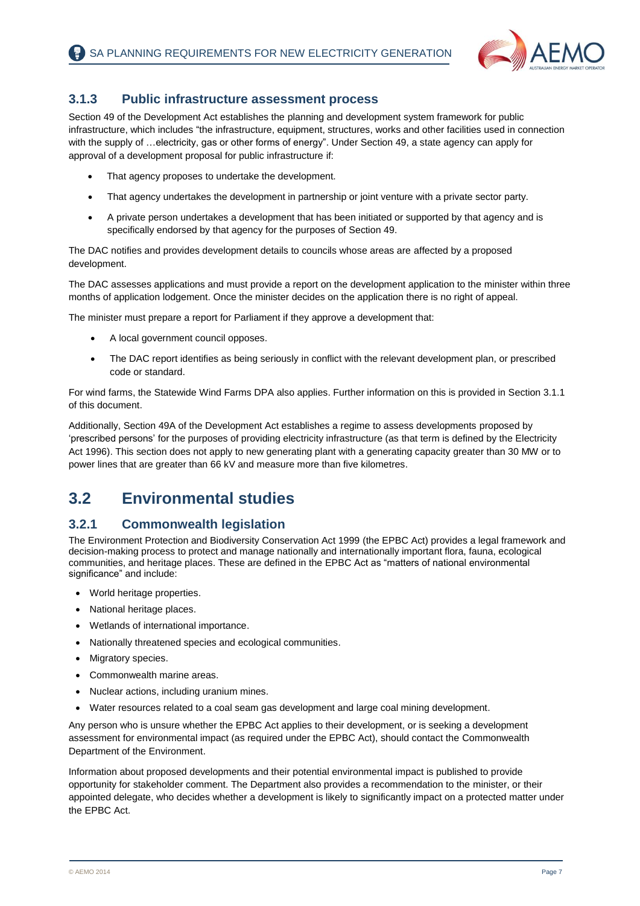### 3.1.3 Public infrastructure assessment process

Section 49 of the Development Act establishes the planning and development system framework for public infrastructure, which includes "the infrastructure, equipment, structures, works and other facilities used in connection with the supply of …electricity, gas or other forms of energy". Under Section 49, a state agency can apply for approval of a development proposal for public infrastructure if:

- That agency proposes to undertake the development.
- That agency undertakes the development in partnership or joint venture with a private sector party.
- A private person undertakes a development that has been initiated or supported by that agency and is specifically endorsed by that agency for the purposes of Section 49.

The DAC notifies and provides development details to councils whose areas are affected by a proposed development.

The DAC assesses applications and must provide a report on the development application to the minister within three months of application lodgement. Once the minister decides on the application there is no right of appeal.

The minister must prepare a report for Parliament if they approve a development that:

- A local government council opposes.
- The DAC report identifies as being seriously in conflict with the relevant development plan, or prescribed code or standard.

For wind farms, the Statewide Wind Farms DPA also applies. Further information on this is provided in Section 3.1.1 of this document.

Additionally, Section 49A of the Development Act establishes a regime to assess developments proposed by 'prescribed persons' for the purposes of providing electricity infrastructure (as that term is defined by the Electricity Act 1996). This section does not apply to new generating plant with a generating capacity greater than 30 MW or to power lines that are greater than 66 kV and measure more than five kilometres.

## 3.2 Environmental studies

### 3.2.1 Commonwealth legislation

The Environment Protection and Biodiversity Conservation Act 1999 (the EPBC Act) provides a legal framework and decision-making process to protect and manage nationally and internationally important flora, fauna, ecological communities, and heritage places. These are defined in the EPBC Act as "matters of national environmental significance" and include:

- World heritage properties.
- National heritage places.
- Wetlands of international importance.
- Nationally threatened species and ecological communities.
- Migratory species.
- Commonwealth marine areas.
- Nuclear actions, including uranium mines.
- Water resources related to a coal seam gas development and large coal mining development.

Any person who is unsure whether the EPBC Act applies to their development, or is seeking a development assessment for environmental impact (as required under the EPBC Act), should contact the Commonwealth Department of the Environment.

Information about proposed developments and their potential environmental impact is published to provide opportunity for stakeholder comment. The Department also provides a recommendation to the minister, or their appointed delegate, who decides whether a development is likely to significantly impact on a protected matter under the EPBC Act.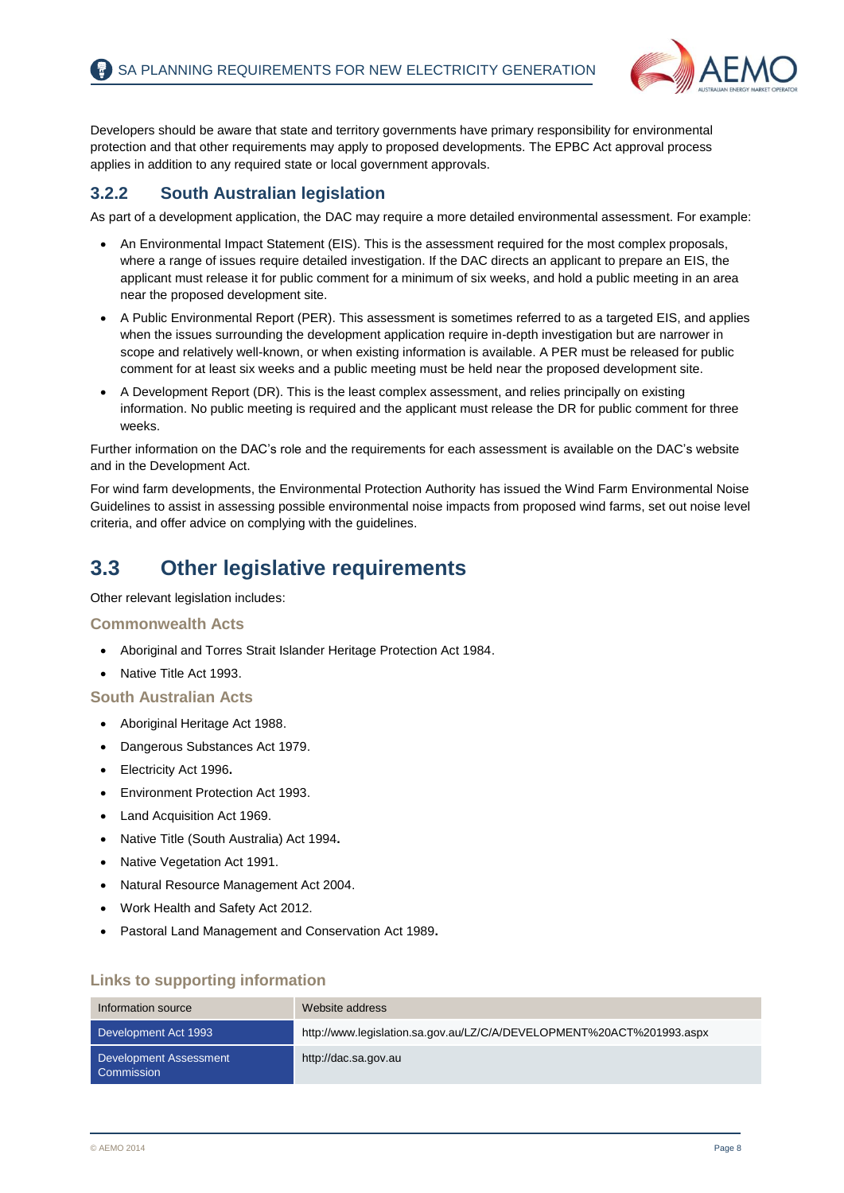Developers should be aware that state and territory governments have primary responsibility for environmental protection and that other requirements may apply to proposed developments. The EPBC Act approval process applies in addition to any required state or local government approvals.

### 3.2.2 South Australian legislation

As part of a development application, the DAC may require a more detailed environmental assessment. For example:

- An Environmental Impact Statement (EIS). This is the assessment required for the most complex proposals, where a range of issues require detailed investigation. If the DAC directs an applicant to prepare an EIS, the applicant must release it for public comment for a minimum of six weeks, and hold a public meeting in an area near the proposed development site.
- A Public Environmental Report (PER). This assessment is sometimes referred to as a targeted EIS, and applies when the issues surrounding the development application require in-depth investigation but are narrower in scope and relatively well-known, or when existing information is available. A PER must be released for public comment for at least six weeks and a public meeting must be held near the proposed development site.
- A Development Report (DR). This is the least complex assessment, and relies principally on existing information. No public meeting is required and the applicant must release the DR for public comment for three weeks.

Further information on the DAC's role and the requirements for each assessment is available on the DAC's website and in the Development Act.

For wind farm developments, the Environmental Protection Authority has issued the Wind Farm Environmental Noise Guidelines to assist in assessing possible environmental noise impacts from proposed wind farms, set out noise level criteria, and offer advice on complying with the guidelines.

## 3.3 Other legislative requirements

Other relevant legislation includes:

#### Commonwealth Acts

- Aboriginal and Torres Strait Islander Heritage Protection Act 1984.
- Native Title Act 1993.

#### South Australian Acts

- Aboriginal Heritage Act 1988.
- Dangerous Substances Act 1979.
- Electricity Act 1996**.**
- Environment Protection Act 1993.
- Land Acquisition Act 1969.
- Native Title (South Australia) Act 1994**.**
- Native Vegetation Act 1991.
- Natural Resource Management Act 2004.
- Work Health and Safety Act 2012.
- Pastoral Land Management and Conservation Act 1989**.**

#### Links to supporting information

| Information source | Website address |
|---|---|
| Development Act 1993 | http://www.legislation.sa.gov.au/LZ/C/A/DEVELOPMENT%20ACT%201993.aspx |
| Development Assessment Commission | http://dac.sa.gov.au |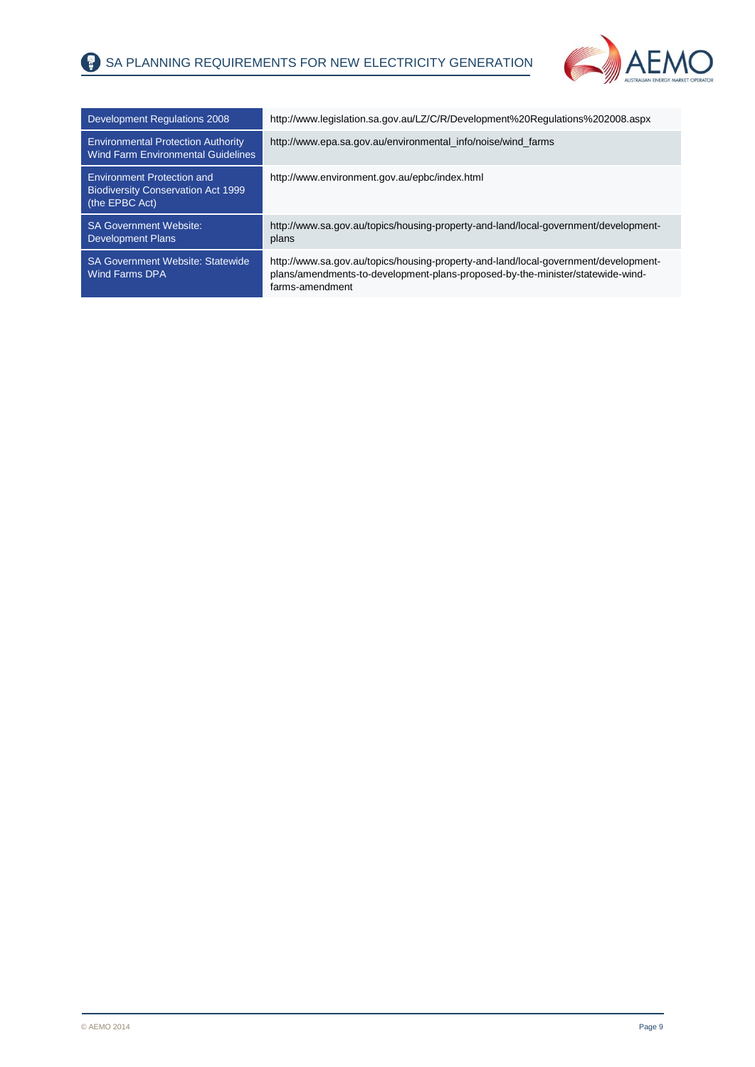| | |
|---|---|
| Development Regulations 2008 | http://www.legislation.sa.gov.au/LZ/C/R/Development%20Regulations%202008.aspx |
| Environmental Protection Authority Wind Farm Environmental Guidelines | http://www.epa.sa.gov.au/environmental_info/noise/wind_farms |
| Environment Protection and Biodiversity Conservation Act 1999 (the EPBC Act) | http://www.environment.gov.au/epbc/index.html |
| SA Government Website: Development Plans | http://www.sa.gov.au/topics/housing-property-and-land/local-government/development-plans |
| SA Government Website: Statewide Wind Farms DPA | http://www.sa.gov.au/topics/housing-property-and-land/local-government/development-plans/amendments-to-development-plans-proposed-by-the-minister/statewide-wind-farms-amendment |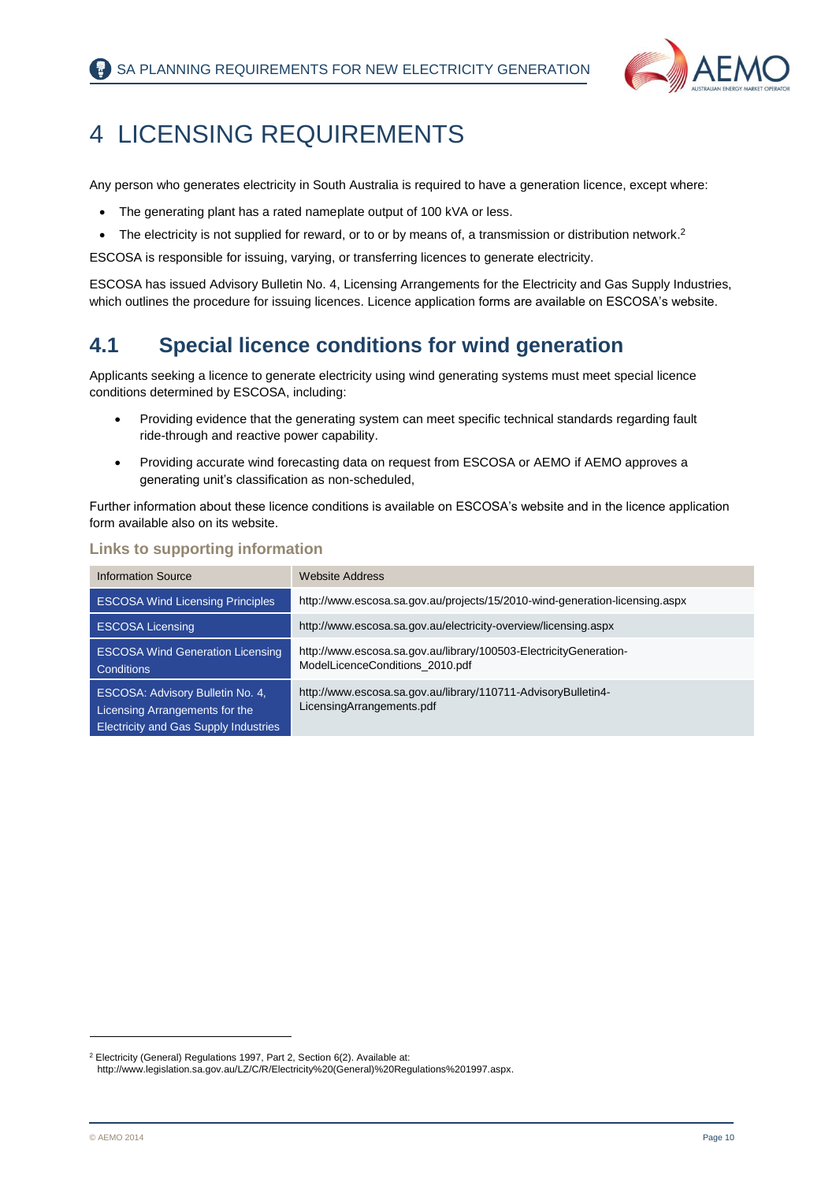# 4 LICENSING REQUIREMENTS

Any person who generates electricity in South Australia is required to have a generation licence, except where:

- The generating plant has a rated nameplate output of 100 kVA or less.
- The electricity is not supplied for reward, or to or by means of, a transmission or distribution network.[2]

ESCOSA is responsible for issuing, varying, or transferring licences to generate electricity.

ESCOSA has issued Advisory Bulletin No. 4, Licensing Arrangements for the Electricity and Gas Supply Industries, which outlines the procedure for issuing licences. Licence application forms are available on ESCOSA's website.

## 4.1 Special licence conditions for wind generation

Applicants seeking a licence to generate electricity using wind generating systems must meet special licence conditions determined by ESCOSA, including:

- Providing evidence that the generating system can meet specific technical standards regarding fault ride-through and reactive power capability.
- Providing accurate wind forecasting data on request from ESCOSA or AEMO if AEMO approves a generating unit's classification as non-scheduled,

Further information about these licence conditions is available on ESCOSA's website and in the licence application form available also on its website.

### Links to supporting information

| Information Source | Website Address |
|---|---|
| ESCOSA Wind Licensing Principles | http://www.escosa.sa.gov.au/projects/15/2010-wind-generation-licensing.aspx |
| ESCOSA Licensing | http://www.escosa.sa.gov.au/electricity-overview/licensing.aspx |
| ESCOSA Wind Generation Licensing Conditions | http://www.escosa.sa.gov.au/library/100503-ElectricityGeneration-ModelLicenceConditions_2010.pdf |
| ESCOSA: Advisory Bulletin No. 4, Licensing Arrangements for the Electricity and Gas Supply Industries | http://www.escosa.sa.gov.au/library/110711-AdvisoryBulletin4-LicensingArrangements.pdf |

[2] Electricity (General) Regulations 1997, Part 2, Section 6(2). Available at: http://www.legislation.sa.gov.au/LZ/C/R/Electricity%20(General)%20Regulations%201997.aspx.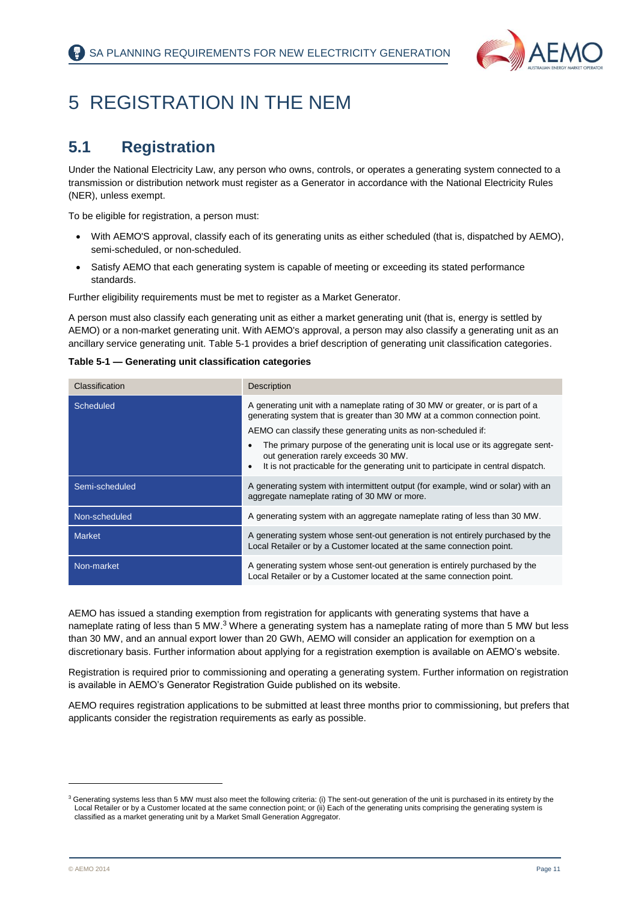# 5 REGISTRATION IN THE NEM

## 5.1 Registration

Under the National Electricity Law, any person who owns, controls, or operates a generating system connected to a transmission or distribution network must register as a Generator in accordance with the National Electricity Rules (NER), unless exempt.

To be eligible for registration, a person must:

- With AEMO'S approval, classify each of its generating units as either scheduled (that is, dispatched by AEMO), semi-scheduled, or non-scheduled.
- Satisfy AEMO that each generating system is capable of meeting or exceeding its stated performance standards.

Further eligibility requirements must be met to register as a Market Generator.

A person must also classify each generating unit as either a market generating unit (that is, energy is settled by AEMO) or a non-market generating unit. With AEMO's approval, a person may also classify a generating unit as an ancillary service generating unit. Table 5-1 provides a brief description of generating unit classification categories.

**Table 5-1 — Generating unit classification categories**

| Classification | Description |
|---|---|
| Scheduled | A generating unit with a nameplate rating of 30 MW or greater, or is part of a generating system that is greater than 30 MW at a common connection point.<br>AEMO can classify these generating units as non-scheduled if:<br>• The primary purpose of the generating unit is local use or its aggregate sent-out generation rarely exceeds 30 MW.<br>• It is not practicable for the generating unit to participate in central dispatch. |
| Semi-scheduled | A generating system with intermittent output (for example, wind or solar) with an aggregate nameplate rating of 30 MW or more. |
| Non-scheduled | A generating system with an aggregate nameplate rating of less than 30 MW. |
| Market | A generating system whose sent-out generation is not entirely purchased by the Local Retailer or by a Customer located at the same connection point. |
| Non-market | A generating system whose sent-out generation is entirely purchased by the Local Retailer or by a Customer located at the same connection point. |

AEMO has issued a standing exemption from registration for applicants with generating systems that have a nameplate rating of less than 5 MW.[3] Where a generating system has a nameplate rating of more than 5 MW but less than 30 MW, and an annual export lower than 20 GWh, AEMO will consider an application for exemption on a discretionary basis. Further information about applying for a registration exemption is available on AEMO's website.

Registration is required prior to commissioning and operating a generating system. Further information on registration is available in AEMO's Generator Registration Guide published on its website.

AEMO requires registration applications to be submitted at least three months prior to commissioning, but prefers that applicants consider the registration requirements as early as possible.

[3] Generating systems less than 5 MW must also meet the following criteria: (i) The sent-out generation of the unit is purchased in its entirety by the Local Retailer or by a Customer located at the same connection point; or (ii) Each of the generating units comprising the generating system is classified as a market generating unit by a Market Small Generation Aggregator.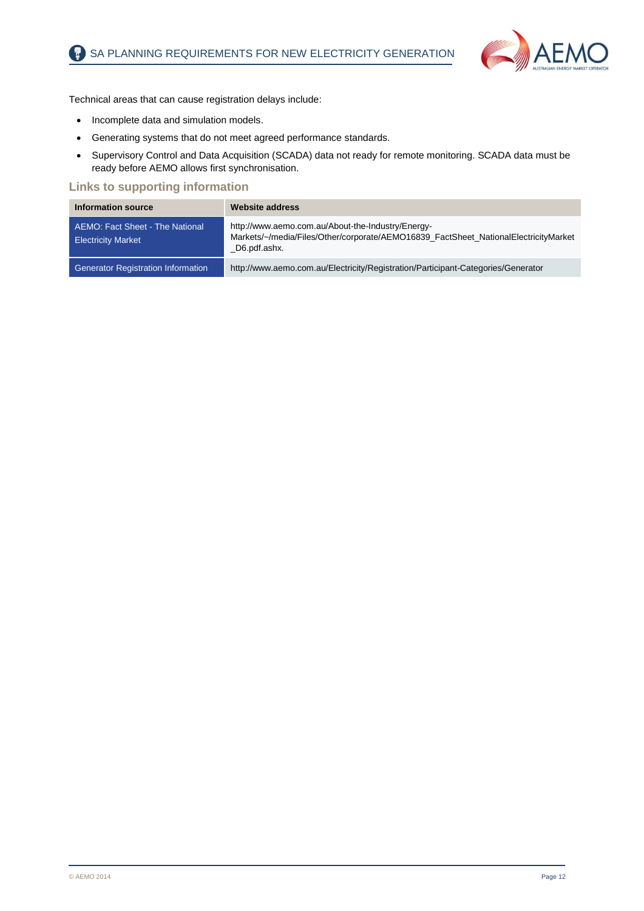Technical areas that can cause registration delays include:

- Incomplete data and simulation models.
- Generating systems that do not meet agreed performance standards.
- Supervisory Control and Data Acquisition (SCADA) data not ready for remote monitoring. SCADA data must be ready before AEMO allows first synchronisation.

### Links to supporting information

| Information source | Website address |
| --- | --- |
| AEMO: Fact Sheet - The National Electricity Market | http://www.aemo.com.au/About-the-Industry/Energy-Markets/~/media/Files/Other/corporate/AEMO16839_FactSheet_NationalElectricityMarket_D6.pdf.ashx. |
| Generator Registration Information | http://www.aemo.com.au/Electricity/Registration/Participant-Categories/Generator |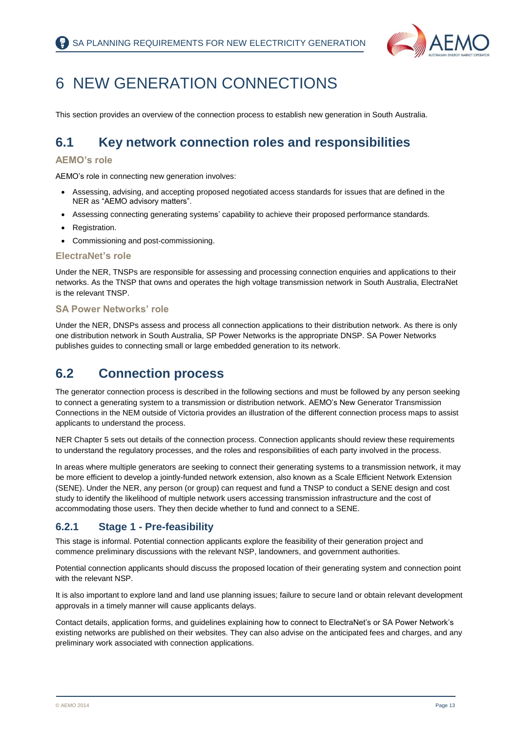# 6 NEW GENERATION CONNECTIONS

This section provides an overview of the connection process to establish new generation in South Australia.

## 6.1 Key network connection roles and responsibilities

#### AEMO's role

AEMO's role in connecting new generation involves:

- Assessing, advising, and accepting proposed negotiated access standards for issues that are defined in the NER as "AEMO advisory matters".
- Assessing connecting generating systems' capability to achieve their proposed performance standards.
- Registration.
- Commissioning and post-commissioning.

#### ElectraNet's role

Under the NER, TNSPs are responsible for assessing and processing connection enquiries and applications to their networks. As the TNSP that owns and operates the high voltage transmission network in South Australia, ElectraNet is the relevant TNSP.

#### SA Power Networks' role

Under the NER, DNSPs assess and process all connection applications to their distribution network. As there is only one distribution network in South Australia, SP Power Networks is the appropriate DNSP. SA Power Networks publishes guides to connecting small or large embedded generation to its network.

## 6.2 Connection process

The generator connection process is described in the following sections and must be followed by any person seeking to connect a generating system to a transmission or distribution network. AEMO's New Generator Transmission Connections in the NEM outside of Victoria provides an illustration of the different connection process maps to assist applicants to understand the process.

NER Chapter 5 sets out details of the connection process. Connection applicants should review these requirements to understand the regulatory processes, and the roles and responsibilities of each party involved in the process.

In areas where multiple generators are seeking to connect their generating systems to a transmission network, it may be more efficient to develop a jointly-funded network extension, also known as a Scale Efficient Network Extension (SENE). Under the NER, any person (or group) can request and fund a TNSP to conduct a SENE design and cost study to identify the likelihood of multiple network users accessing transmission infrastructure and the cost of accommodating those users. They then decide whether to fund and connect to a SENE.

### 6.2.1 Stage 1 - Pre-feasibility

This stage is informal. Potential connection applicants explore the feasibility of their generation project and commence preliminary discussions with the relevant NSP, landowners, and government authorities.

Potential connection applicants should discuss the proposed location of their generating system and connection point with the relevant NSP.

It is also important to explore land and land use planning issues; failure to secure land or obtain relevant development approvals in a timely manner will cause applicants delays.

Contact details, application forms, and guidelines explaining how to connect to ElectraNet's or SA Power Network's existing networks are published on their websites. They can also advise on the anticipated fees and charges, and any preliminary work associated with connection applications.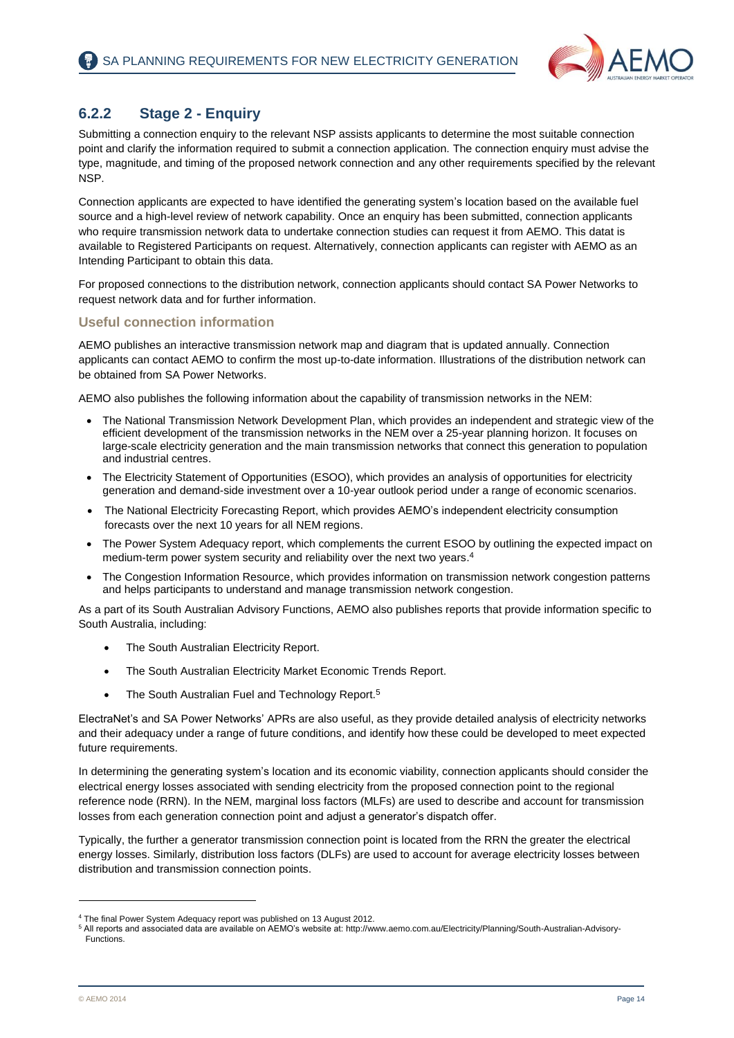### 6.2.2 Stage 2 - Enquiry

Submitting a connection enquiry to the relevant NSP assists applicants to determine the most suitable connection point and clarify the information required to submit a connection application. The connection enquiry must advise the type, magnitude, and timing of the proposed network connection and any other requirements specified by the relevant NSP.

Connection applicants are expected to have identified the generating system's location based on the available fuel source and a high-level review of network capability. Once an enquiry has been submitted, connection applicants who require transmission network data to undertake connection studies can request it from AEMO. This datat is available to Registered Participants on request. Alternatively, connection applicants can register with AEMO as an Intending Participant to obtain this data.

For proposed connections to the distribution network, connection applicants should contact SA Power Networks to request network data and for further information.

#### Useful connection information

AEMO publishes an interactive transmission network map and diagram that is updated annually. Connection applicants can contact AEMO to confirm the most up-to-date information. Illustrations of the distribution network can be obtained from SA Power Networks.

AEMO also publishes the following information about the capability of transmission networks in the NEM:

- The National Transmission Network Development Plan, which provides an independent and strategic view of the efficient development of the transmission networks in the NEM over a 25-year planning horizon. It focuses on large-scale electricity generation and the main transmission networks that connect this generation to population and industrial centres.
- The Electricity Statement of Opportunities (ESOO), which provides an analysis of opportunities for electricity generation and demand-side investment over a 10-year outlook period under a range of economic scenarios.
- The National Electricity Forecasting Report, which provides AEMO's independent electricity consumption forecasts over the next 10 years for all NEM regions.
- The Power System Adequacy report, which complements the current ESOO by outlining the expected impact on medium-term power system security and reliability over the next two years.[4]
- The Congestion Information Resource, which provides information on transmission network congestion patterns and helps participants to understand and manage transmission network congestion.

As a part of its South Australian Advisory Functions, AEMO also publishes reports that provide information specific to South Australia, including:

- The South Australian Electricity Report.
- The South Australian Electricity Market Economic Trends Report.
- The South Australian Fuel and Technology Report.[5]

ElectraNet's and SA Power Networks' APRs are also useful, as they provide detailed analysis of electricity networks and their adequacy under a range of future conditions, and identify how these could be developed to meet expected future requirements.

In determining the generating system's location and its economic viability, connection applicants should consider the electrical energy losses associated with sending electricity from the proposed connection point to the regional reference node (RRN). In the NEM, marginal loss factors (MLFs) are used to describe and account for transmission losses from each generation connection point and adjust a generator's dispatch offer.

Typically, the further a generator transmission connection point is located from the RRN the greater the electrical energy losses. Similarly, distribution loss factors (DLFs) are used to account for average electricity losses between distribution and transmission connection points.

---

[4] The final Power System Adequacy report was published on 13 August 2012.

[5] All reports and associated data are available on AEMO's website at: http://www.aemo.com.au/Electricity/Planning/South-Australian-Advisory-Functions.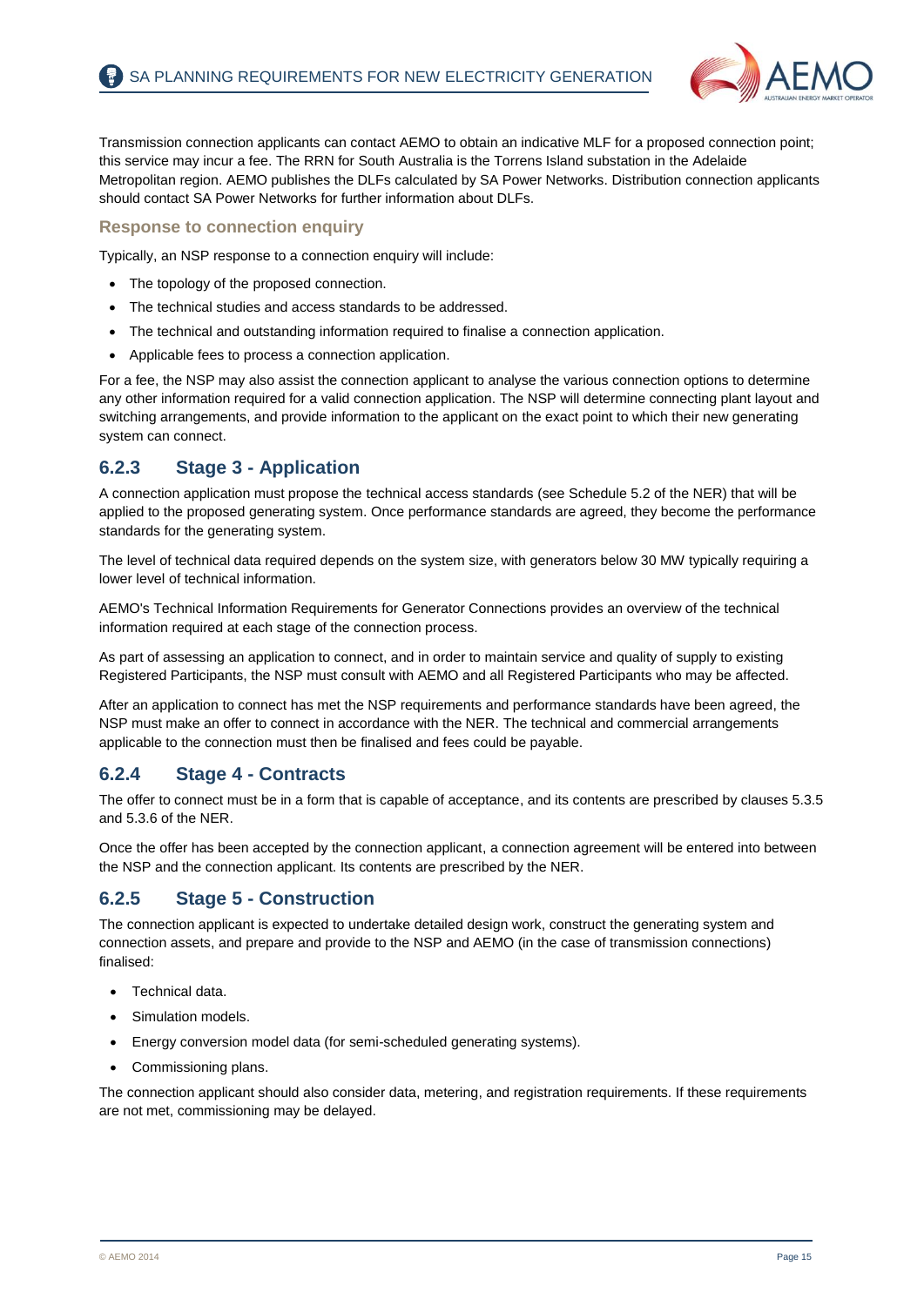Transmission connection applicants can contact AEMO to obtain an indicative MLF for a proposed connection point; this service may incur a fee. The RRN for South Australia is the Torrens Island substation in the Adelaide Metropolitan region. AEMO publishes the DLFs calculated by SA Power Networks. Distribution connection applicants should contact SA Power Networks for further information about DLFs.

#### Response to connection enquiry

Typically, an NSP response to a connection enquiry will include:

- The topology of the proposed connection.
- The technical studies and access standards to be addressed.
- The technical and outstanding information required to finalise a connection application.
- Applicable fees to process a connection application.

For a fee, the NSP may also assist the connection applicant to analyse the various connection options to determine any other information required for a valid connection application. The NSP will determine connecting plant layout and switching arrangements, and provide information to the applicant on the exact point to which their new generating system can connect.

### 6.2.3 Stage 3 - Application

A connection application must propose the technical access standards (see Schedule 5.2 of the NER) that will be applied to the proposed generating system. Once performance standards are agreed, they become the performance standards for the generating system.

The level of technical data required depends on the system size, with generators below 30 MW typically requiring a lower level of technical information.

AEMO's Technical Information Requirements for Generator Connections provides an overview of the technical information required at each stage of the connection process.

As part of assessing an application to connect, and in order to maintain service and quality of supply to existing Registered Participants, the NSP must consult with AEMO and all Registered Participants who may be affected.

After an application to connect has met the NSP requirements and performance standards have been agreed, the NSP must make an offer to connect in accordance with the NER. The technical and commercial arrangements applicable to the connection must then be finalised and fees could be payable.

### 6.2.4 Stage 4 - Contracts

The offer to connect must be in a form that is capable of acceptance, and its contents are prescribed by clauses 5.3.5 and 5.3.6 of the NER.

Once the offer has been accepted by the connection applicant, a connection agreement will be entered into between the NSP and the connection applicant. Its contents are prescribed by the NER.

### 6.2.5 Stage 5 - Construction

The connection applicant is expected to undertake detailed design work, construct the generating system and connection assets, and prepare and provide to the NSP and AEMO (in the case of transmission connections) finalised:

- Technical data.
- Simulation models.
- Energy conversion model data (for semi-scheduled generating systems).
- Commissioning plans.

The connection applicant should also consider data, metering, and registration requirements. If these requirements are not met, commissioning may be delayed.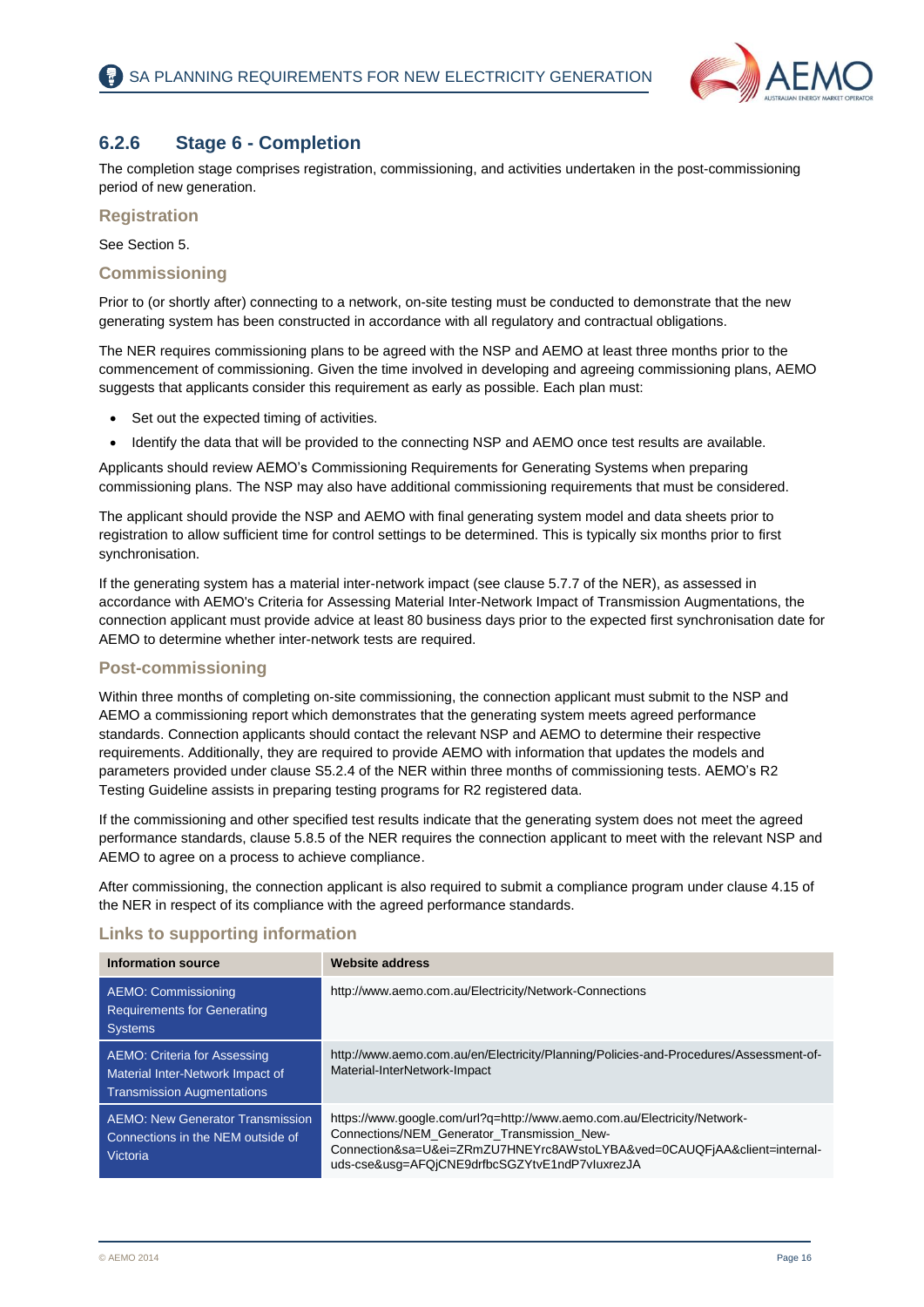### 6.2.6 Stage 6 - Completion

The completion stage comprises registration, commissioning, and activities undertaken in the post-commissioning period of new generation.

#### Registration

See Section 5.

#### Commissioning

Prior to (or shortly after) connecting to a network, on-site testing must be conducted to demonstrate that the new generating system has been constructed in accordance with all regulatory and contractual obligations.

The NER requires commissioning plans to be agreed with the NSP and AEMO at least three months prior to the commencement of commissioning. Given the time involved in developing and agreeing commissioning plans, AEMO suggests that applicants consider this requirement as early as possible. Each plan must:

- Set out the expected timing of activities.
- Identify the data that will be provided to the connecting NSP and AEMO once test results are available.

Applicants should review AEMO's Commissioning Requirements for Generating Systems when preparing commissioning plans. The NSP may also have additional commissioning requirements that must be considered.

The applicant should provide the NSP and AEMO with final generating system model and data sheets prior to registration to allow sufficient time for control settings to be determined. This is typically six months prior to first synchronisation.

If the generating system has a material inter-network impact (see clause 5.7.7 of the NER), as assessed in accordance with AEMO's Criteria for Assessing Material Inter-Network Impact of Transmission Augmentations, the connection applicant must provide advice at least 80 business days prior to the expected first synchronisation date for AEMO to determine whether inter-network tests are required.

#### Post-commissioning

Within three months of completing on-site commissioning, the connection applicant must submit to the NSP and AEMO a commissioning report which demonstrates that the generating system meets agreed performance standards. Connection applicants should contact the relevant NSP and AEMO to determine their respective requirements. Additionally, they are required to provide AEMO with information that updates the models and parameters provided under clause S5.2.4 of the NER within three months of commissioning tests. AEMO's R2 Testing Guideline assists in preparing testing programs for R2 registered data.

If the commissioning and other specified test results indicate that the generating system does not meet the agreed performance standards, clause 5.8.5 of the NER requires the connection applicant to meet with the relevant NSP and AEMO to agree on a process to achieve compliance.

After commissioning, the connection applicant is also required to submit a compliance program under clause 4.15 of the NER in respect of its compliance with the agreed performance standards.

#### Links to supporting information

| Information source | Website address |
|---|---|
| AEMO: Commissioning Requirements for Generating Systems | http://www.aemo.com.au/Electricity/Network-Connections |
| AEMO: Criteria for Assessing Material Inter-Network Impact of Transmission Augmentations | http://www.aemo.com.au/en/Electricity/Planning/Policies-and-Procedures/Assessment-of-Material-InterNetwork-Impact |
| AEMO: New Generator Transmission Connections in the NEM outside of Victoria | https://www.google.com/url?q=http://www.aemo.com.au/Electricity/Network-Connections/NEM_Generator_Transmission_New-Connection&sa=U&ei=ZRmZU7HNEYrc8AWstoLYBA&ved=0CAUQFjAA&client=internal-uds-cse&usg=AFQjCNE9drfbcSGZYtvE1ndP7vluxrezJA |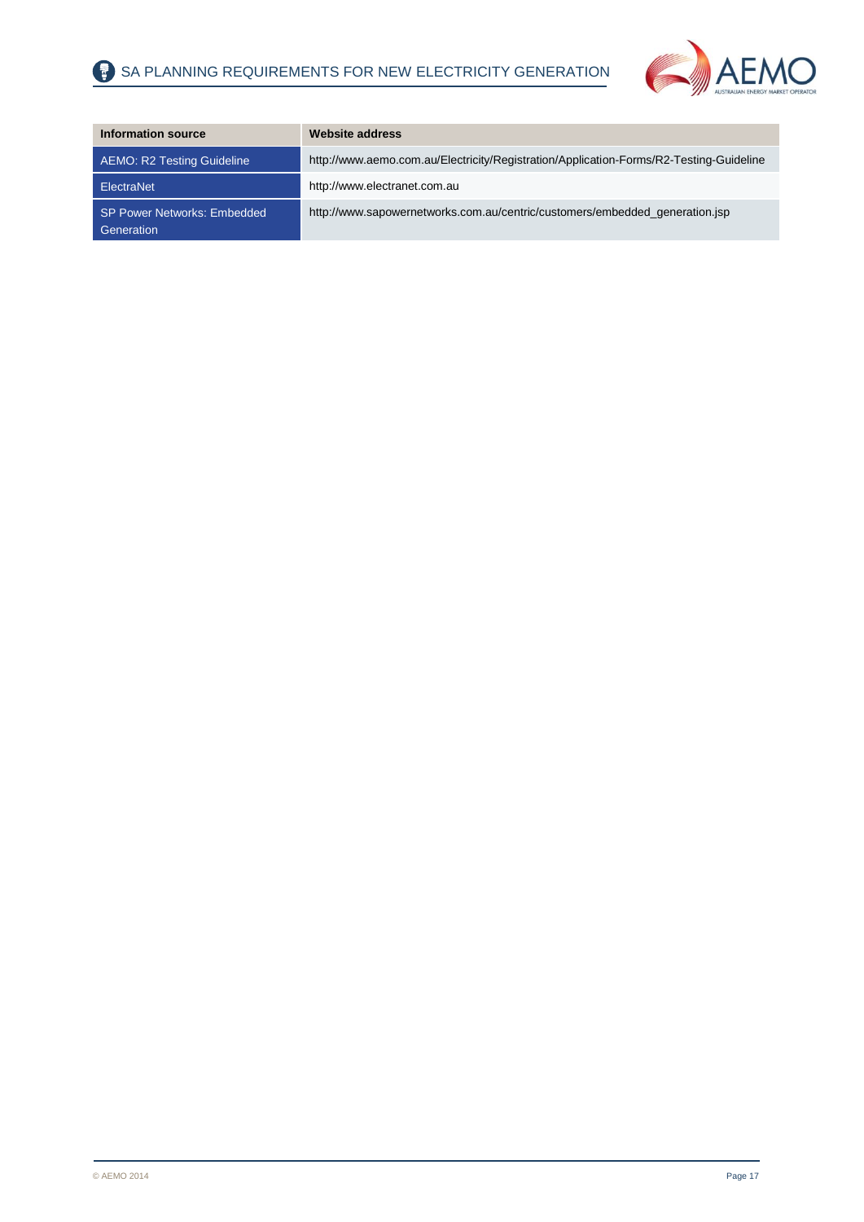| Information source | Website address |
|---|---|
| AEMO: R2 Testing Guideline | http://www.aemo.com.au/Electricity/Registration/Application-Forms/R2-Testing-Guideline |
| ElectraNet | http://www.electranet.com.au |
| SP Power Networks: Embedded Generation | http://www.sapowernetworks.com.au/centric/customers/embedded_generation.jsp |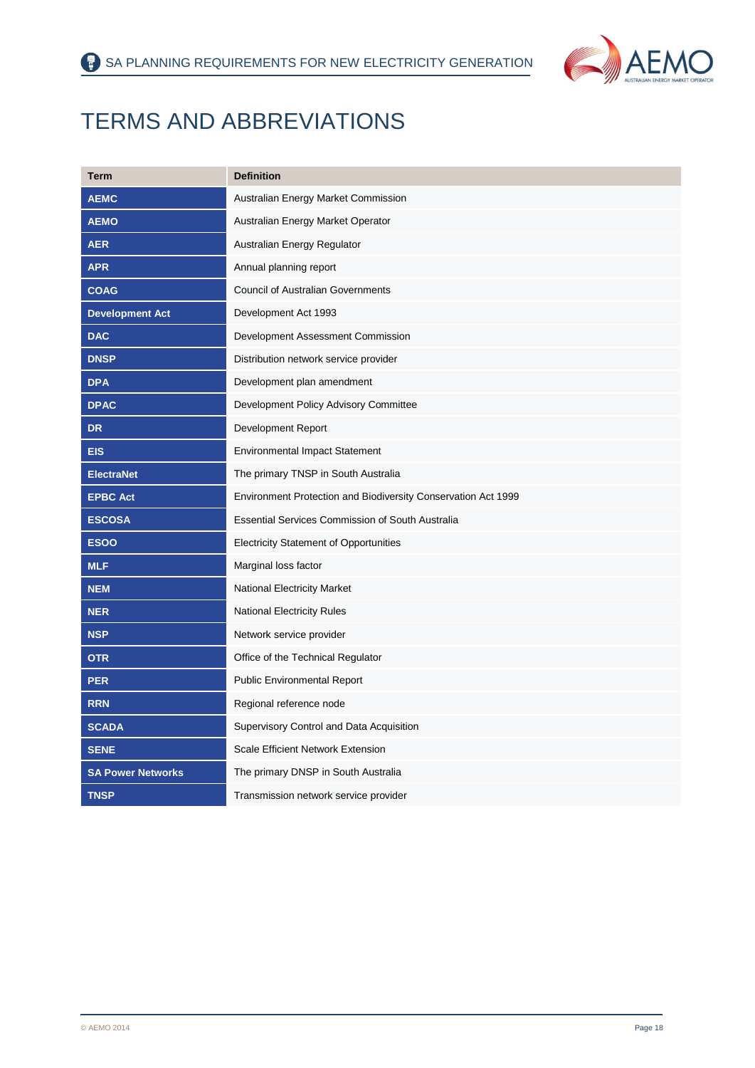# TERMS AND ABBREVIATIONS

| Term | Definition |
|---|---|
| **AEMC** | Australian Energy Market Commission |
| **AEMO** | Australian Energy Market Operator |
| **AER** | Australian Energy Regulator |
| **APR** | Annual planning report |
| **COAG** | Council of Australian Governments |
| **Development Act** | Development Act 1993 |
| **DAC** | Development Assessment Commission |
| **DNSP** | Distribution network service provider |
| **DPA** | Development plan amendment |
| **DPAC** | Development Policy Advisory Committee |
| **DR** | Development Report |
| **EIS** | Environmental Impact Statement |
| **ElectraNet** | The primary TNSP in South Australia |
| **EPBC Act** | Environment Protection and Biodiversity Conservation Act 1999 |
| **ESCOSA** | Essential Services Commission of South Australia |
| **ESOO** | Electricity Statement of Opportunities |
| **MLF** | Marginal loss factor |
| **NEM** | National Electricity Market |
| **NER** | National Electricity Rules |
| **NSP** | Network service provider |
| **OTR** | Office of the Technical Regulator |
| **PER** | Public Environmental Report |
| **RRN** | Regional reference node |
| **SCADA** | Supervisory Control and Data Acquisition |
| **SENE** | Scale Efficient Network Extension |
| **SA Power Networks** | The primary DNSP in South Australia |
| **TNSP** | Transmission network service provider |